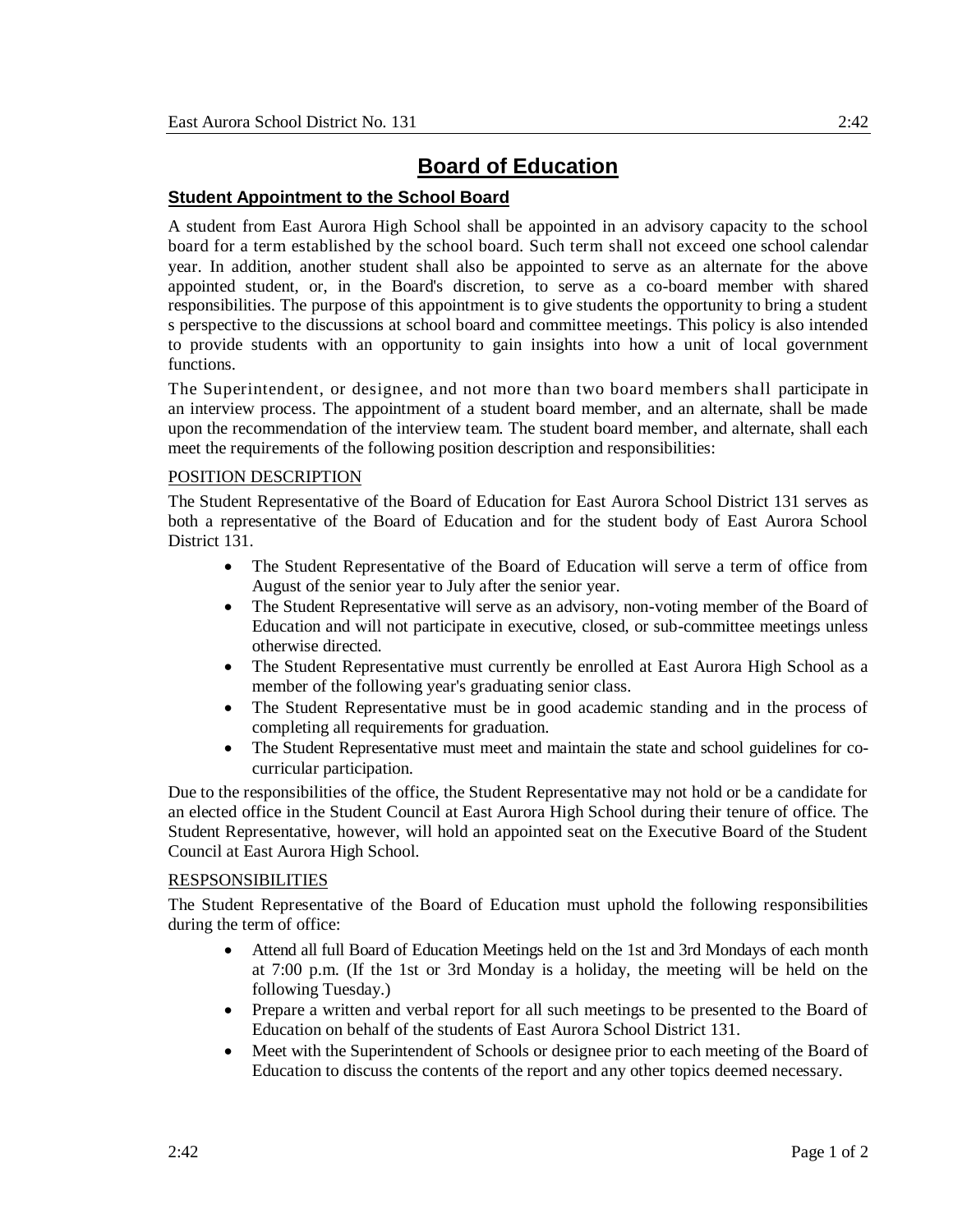# Board of Education

## Student Appointment to the School Board

A student from East Aurora High School shall be appointed in an advisory capacity to the school board for a term established by the school board. Such term shall not exceed one school calendar year. In addition, another student shall also be appointed to serve as an alternate for the above appointed student, or, in the Board's discretion, to serve as a co-board member with shared responsibilities. The purpose of this appointment is to give students the opportunity to bring a student s perspective to the discussions at school board and committee meetings. This policy is also intended to provide students with an opportunity to gain insights into how a unit of local government functions.

The Superintendent, or designee, and not more than two board members shall participate in an interview process. The appointment of a student board member, and an alternate, shall be made upon the recommendation of the interview team. The student board member, and alternate, shall each meet the requirements of the following position description and responsibilities:

### POSITION DESCRIPTION

The Student Representative of the Board of Education for East Aurora School District 131 serves as both a representative of the Board of Education and for the student body of East Aurora School District 131.

- The Student Representative of the Board of Education will serve a term of office from August of the senior year to July after the senior year.
- The Student Representative will serve as an advisory, non-voting member of the Board of Education and will not participate in executive, closed, or sub-committee meetings unless otherwise directed.
- The Student Representative must currently be enrolled at East Aurora High School as a member of the following year's graduating senior class.
- The Student Representative must be in good academic standing and in the process of completing all requirements for graduation.
- The Student Representative must meet and maintain the state and school guidelines for co-curricular participation.

Due to the responsibilities of the office, the Student Representative may not hold or be a candidate for an elected office in the Student Council at East Aurora High School during their tenure of office. The Student Representative, however, will hold an appointed seat on the Executive Board of the Student Council at East Aurora High School.

### RESPSONSIBILITIES

The Student Representative of the Board of Education must uphold the following responsibilities during the term of office:

- Attend all full Board of Education Meetings held on the 1st and 3rd Mondays of each month at 7:00 p.m. (If the 1st or 3rd Monday is a holiday, the meeting will be held on the following Tuesday.)
- Prepare a written and verbal report for all such meetings to be presented to the Board of Education on behalf of the students of East Aurora School District 131.
- Meet with the Superintendent of Schools or designee prior to each meeting of the Board of Education to discuss the contents of the report and any other topics deemed necessary.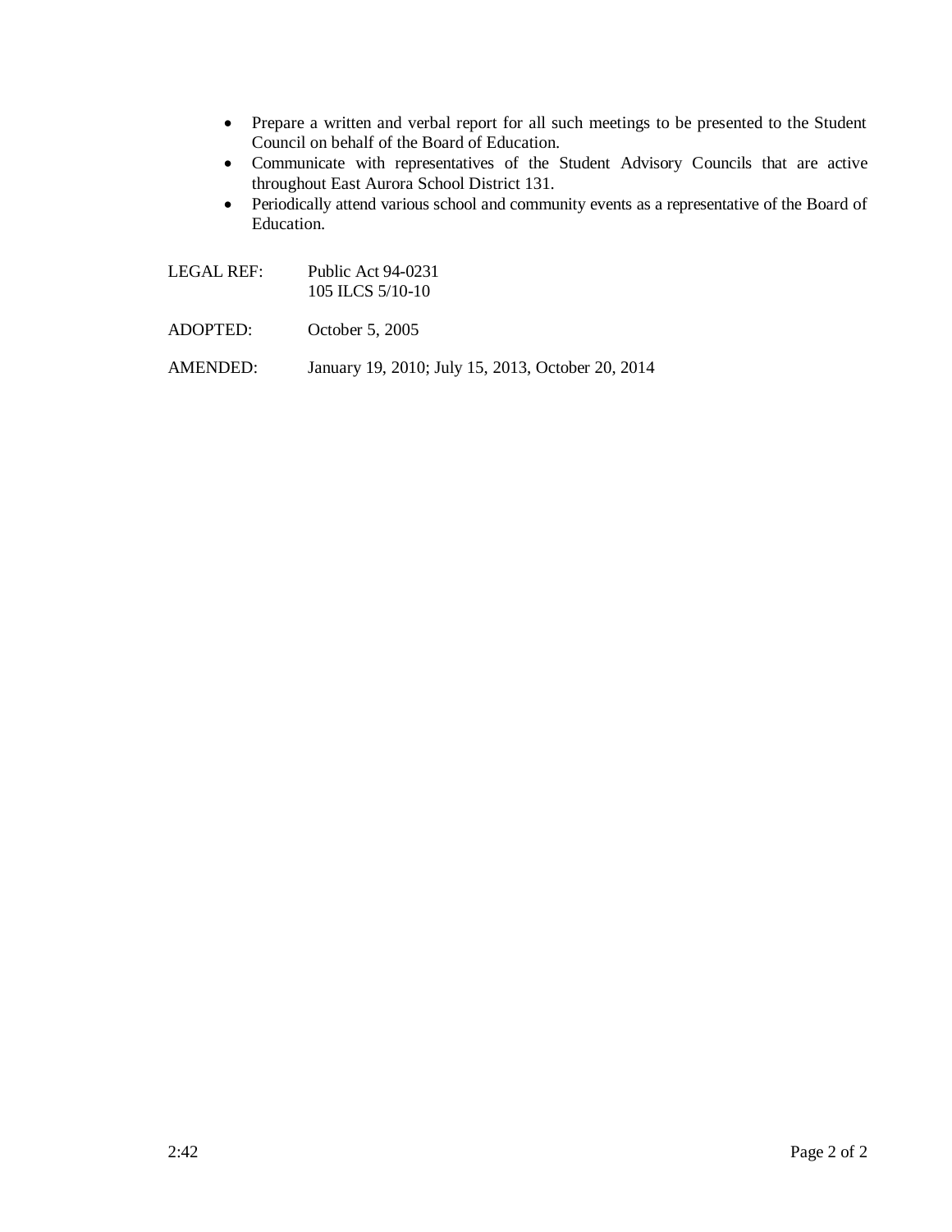- Prepare a written and verbal report for all such meetings to be presented to the Student Council on behalf of the Board of Education.
- Communicate with representatives of the Student Advisory Councils that are active throughout East Aurora School District 131.
- Periodically attend various school and community events as a representative of the Board of Education.

LEGAL REF: Public Act 94-0231
105 ILCS 5/10-10

ADOPTED: October 5, 2005

AMENDED: January 19, 2010; July 15, 2013, October 20, 2014